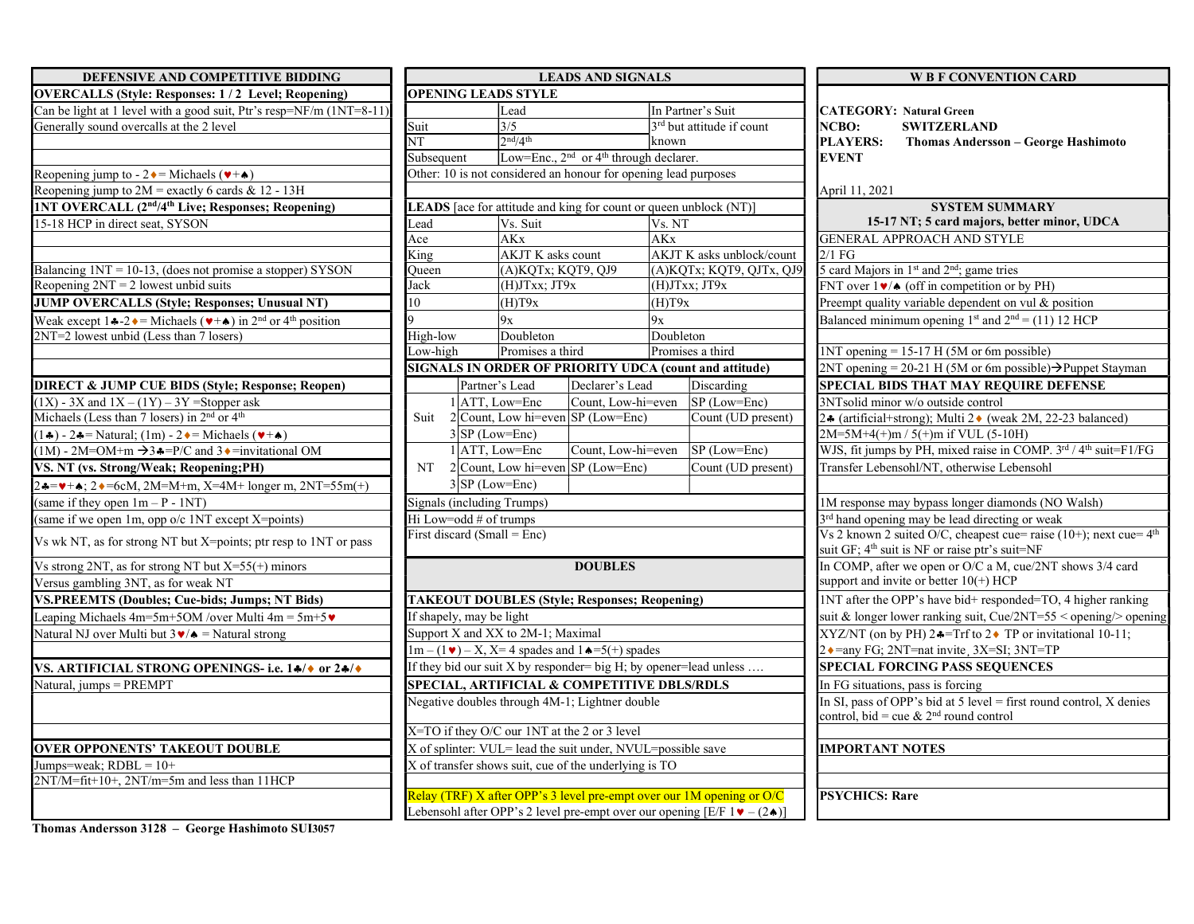## DEFENSIVE AND COMPETITIVE BIDDING

**OVERCALLS (Style: Responses: 1 / 2 Level; Reopening)**

Can be light at 1 level with a good suit, Ptr's resp=NF/m (1NT=8-11)
Generally sound overcalls at the 2 level

Reopening jump to - 2♦= Michaels (♥+♠)
Reopening jump to 2M = exactly 6 cards & 12 - 13H

**1NT OVERCALL (2nd/4th Live; Responses; Reopening)**

15-18 HCP in direct seat, SYSON

Balancing 1NT = 10-13, (does not promise a stopper) SYSON
Reopening 2NT = 2 lowest unbid suits

**JUMP OVERCALLS (Style; Responses; Unusual NT)**

Weak except 1♣-2♦= Michaels (♥+♠) in 2nd or 4th position
2NT=2 lowest unbid (Less than 7 losers)

**DIRECT & JUMP CUE BIDS (Style; Response; Reopen)**

(1X) - 3X and 1X – (1Y) – 3Y =Stopper ask
Michaels (Less than 7 losers) in 2nd or 4th
(1♣) - 2♣= Natural; (1m) - 2♦= Michaels (♥+♠)
(1M) - 2M=OM+m →3♣=P/C and 3♦=invitational OM

**VS. NT (vs. Strong/Weak; Reopening;PH)**

2♣=♥+♠; 2♦=6cM, 2M=M+m, X=4M+ longer m, 2NT=55m(+)
(same if they open 1m – P - 1NT)
(same if we open 1m, opp o/c 1NT except X=points)
Vs wk NT, as for strong NT but X=points; ptr resp to 1NT or pass
Vs strong 2NT, as for strong NT but X=55(+) minors
Versus gambling 3NT, as for weak NT

**VS.PREEMTS (Doubles; Cue-bids; Jumps; NT Bids)**

Leaping Michaels 4m=5m+5OM /over Multi 4m = 5m+5♥
Natural NJ over Multi but 3♥/♠ = Natural strong

**VS. ARTIFICIAL STRONG OPENINGS- i.e. 1♣/♦ or 2♣/♦**

Natural, jumps = PREMPT

**OVER OPPONENTS' TAKEOUT DOUBLE**

Jumps=weak; RDBL = 10+
2NT/M=fit+10+, 2NT/m=5m and less than 11HCP

Thomas Andersson 3128 – George Hashimoto SUI3057

## LEADS AND SIGNALS

**OPENING LEADS STYLE**

| | Lead | In Partner's Suit |
|---|---|---|
| Suit | 3/5 | 3rd but attitude if count |
| NT | 2nd/4th | known |
| Subsequent | Low=Enc., 2nd or 4th through declarer. | |

Other: 10 is not considered an honour for opening lead purposes

**LEADS** [ace for attitude and king for count or queen unblock (NT)]

| Lead | Vs. Suit | Vs. NT |
|---|---|---|
| Ace | AKx | AKx |
| King | AKJT K asks count | AKJT K asks unblock/count |
| Queen | (A)KQTx; KQT9, QJ9 | (A)KQTx; KQT9, QJTx, QJ9 |
| Jack | (H)JTxx; JT9x | (H)JTxx; JT9x |
| 10 | (H)T9x | (H)T9x |
| 9 | 9x | 9x |
| High-low | Doubleton | Doubleton |
| Low-high | Promises a third | Promises a third |

**SIGNALS IN ORDER OF PRIORITY UDCA (count and attitude)**

| | | Partner's Lead | Declarer's Lead | Discarding |
|---|---|---|---|---|
| Suit | 1 | ATT, Low=Enc | Count, Low-hi=even | SP (Low=Enc) |
| | 2 | Count, Low hi=even | SP (Low=Enc) | Count (UD present) |
| | 3 | SP (Low=Enc) | | |
| NT | 1 | ATT, Low=Enc | Count, Low-hi=even | SP (Low=Enc) |
| | 2 | Count, Low hi=even | SP (Low=Enc) | Count (UD present) |
| | 3 | SP (Low=Enc) | | |

Signals (including Trumps)
Hi Low=odd # of trumps
First discard (Small = Enc)

## DOUBLES

**TAKEOUT DOUBLES (Style; Responses; Reopening)**

If shapely, may be light
Support X and XX to 2M-1; Maximal
1m – (1♥) – X, X= 4 spades and 1♠=5(+) spades
If they bid our suit X by responder= big H; by opener=lead unless ….

**SPECIAL, ARTIFICIAL & COMPETITIVE DBLS/RDLS**

Negative doubles through 4M-1; Lightner double

X=TO if they O/C our 1NT at the 2 or 3 level
X of splinter: VUL= lead the suit under, NVUL=possible save
X of transfer shows suit, cue of the underlying is TO

Relay (TRF) X after OPP's 3 level pre-empt over our 1M opening or O/C
Lebensohl after OPP's 2 level pre-empt over our opening [E/F 1♥ – (2♠)]

## W B F CONVENTION CARD

**CATEGORY: Natural Green**
**NCBO: SWITZERLAND**
**PLAYERS: Thomas Andersson – George Hashimoto**
**EVENT**

April 11, 2021

**SYSTEM SUMMARY**
**15-17 NT; 5 card majors, better minor, UDCA**

GENERAL APPROACH AND STYLE
2/1 FG
5 card Majors in 1st and 2nd; game tries
FNT over 1♥/♠ (off in competition or by PH)
Preempt quality variable dependent on vul & position
Balanced minimum opening 1st and 2nd = (11) 12 HCP

1NT opening = 15-17 H (5M or 6m possible)
2NT opening = 20-21 H (5M or 6m possible)→Puppet Stayman

**SPECIAL BIDS THAT MAY REQUIRE DEFENSE**

3NTsolid minor w/o outside control
2♣ (artificial+strong); Multi 2♦ (weak 2M, 22-23 balanced)
2M=5M+4(+)m / 5(+)m if VUL (5-10H)
WJS, fit jumps by PH, mixed raise in COMP. 3rd / 4th suit=F1/FG
Transfer Lebensohl/NT, otherwise Lebensohl

1M response may bypass longer diamonds (NO Walsh)
3rd hand opening may be lead directing or weak
Vs 2 known 2 suited O/C, cheapest cue= raise (10+); next cue= 4th suit GF; 4th suit is NF or raise ptr's suit=NF
In COMP, after we open or O/C a M, cue/2NT shows 3/4 card support and invite or better 10(+) HCP
1NT after the OPP's have bid+ responded=TO, 4 higher ranking suit & longer lower ranking suit, Cue/2NT=55 < opening/> opening
XYZ/NT (on by PH) 2♣=Trf to 2♦ TP or invitational 10-11; 2♦=any FG; 2NT=nat invite, 3X=SI; 3NT=TP

**SPECIAL FORCING PASS SEQUENCES**

In FG situations, pass is forcing
In SI, pass of OPP's bid at 5 level = first round control, X denies control, bid = cue & 2nd round control

**IMPORTANT NOTES**

**PSYCHICS: Rare**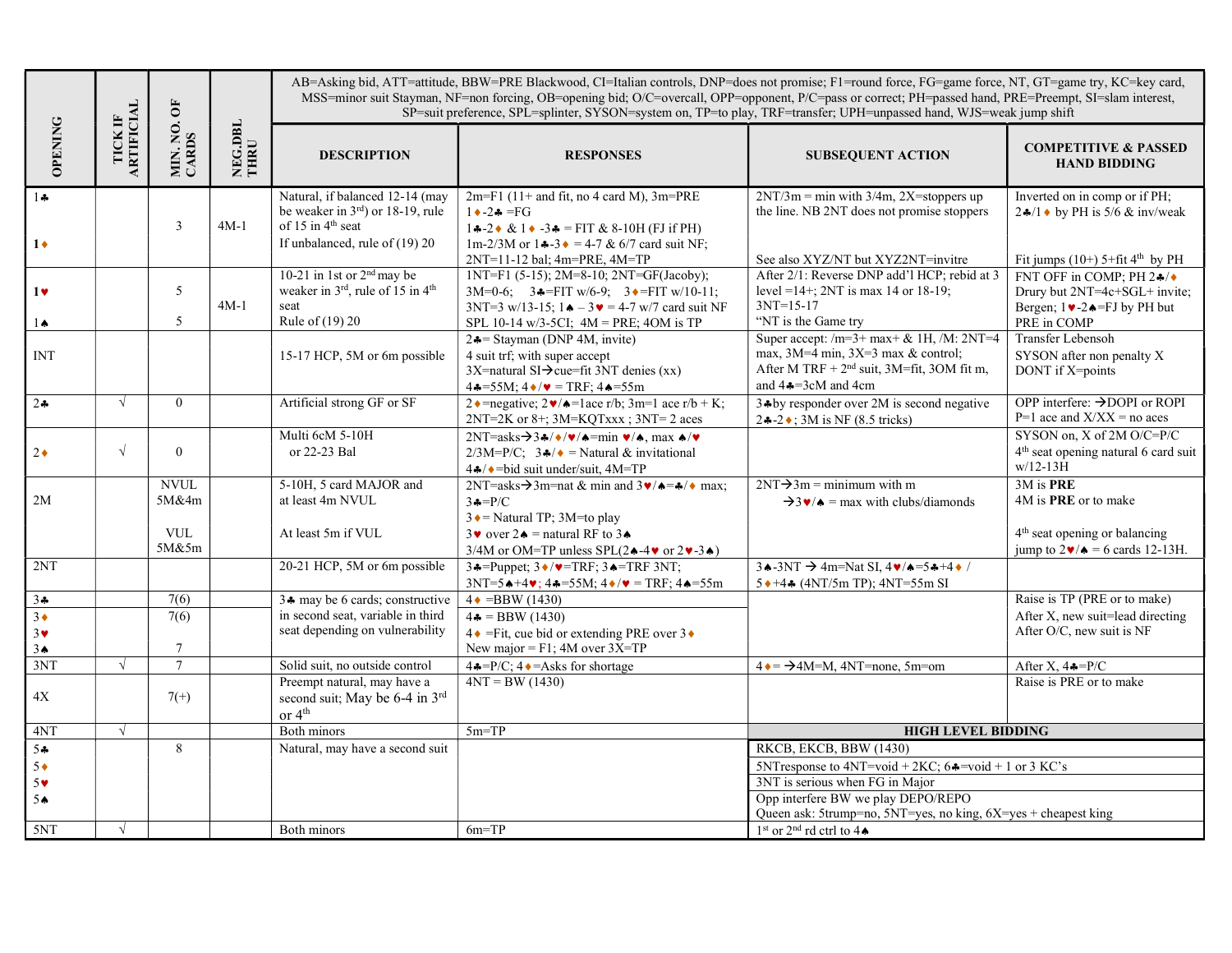| OPENING | TICK IF ARTIFICIAL | MIN. NO. OF CARDS | NEG.DBL THRU | DESCRIPTION | RESPONSES | SUBSEQUENT ACTION | COMPETITIVE & PASSED HAND BIDDING |
|---|---|---|---|---|---|---|---|
| | | | | AB=Asking bid, ATT=attitude, BBW=PRE Blackwood, CI=Italian controls, DNP=does not promise; F1=round force, FG=game force, NT, GT=game try, KC=key card, MSS=minor suit Stayman, NF=non forcing, OB=opening bid; O/C=overcall, OPP=opponent, P/C=pass or correct; PH=passed hand, PRE=Preempt, SI=slam interest, SP=suit preference, SPL=splinter, SYSON=system on, TP=to play, TRF=transfer; UPH=unpassed hand, WJS=weak jump shift | | | |
| 1♣<br><br>1♦ | | 3 | 4M-1 | Natural, if balanced 12-14 (may be weaker in 3rd) or 18-19, rule of 15 in 4th seat<br>If unbalanced, rule of (19) 20 | 2m=F1 (11+ and fit, no 4 card M), 3m=PRE<br>1♦-2♣ =FG<br>1♣-2♦ & 1♦ -3♣ = FIT & 8-10H (FJ if PH)<br>1m-2/3M or 1♣-3♦ = 4-7 & 6/7 card suit NF;<br>2NT=11-12 bal; 4m=PRE, 4M=TP | 2NT/3m = min with 3/4m, 2X=stoppers up the line. NB 2NT does not promise stoppers<br><br>See also XYZ/NT but XYZ2NT=invitre | Inverted on in comp or if PH;<br>2♣/1♦ by PH is 5/6 & inv/weak<br><br>Fit jumps (10+) 5+fit 4th by PH |
| 1♥<br><br>1♠ | | 5<br><br>5 | 4M-1 | 10-21 in 1st or 2nd may be weaker in 3rd, rule of 15 in 4th seat<br>Rule of (19) 20 | 1NT=F1 (5-15); 2M=8-10; 2NT=GF(Jacoby);<br>3M=0-6; 3♣=FIT w/6-9; 3♦=FIT w/10-11;<br>3NT=3 w/13-15; 1♠ – 3♥ = 4-7 w/7 card suit NF<br>SPL 10-14 w/3-5CI; 4M = PRE; 4OM is TP | After 2/1: Reverse DNP add'l HCP; rebid at 3 level =14+; 2NT is max 14 or 18-19;<br>3NT=15-17<br>"NT is the Game try | FNT OFF in COMP; PH 2♣/♦ Drury but 2NT=4c+SGL+ invite;<br>Bergen; 1♥-2♠=FJ by PH but PRE in COMP |
| 1NT | | | | 15-17 HCP, 5M or 6m possible | 2♣= Stayman (DNP 4M, invite)<br>4 suit trf; with super accept<br>3X=natural SI→cue=fit 3NT denies (xx)<br>4♣=55M; 4♦/♥ = TRF; 4♠=55m | Super accept: /m=3+ max+ & 1H, /M: 2NT=4 max, 3M=4 min, 3X=3 max & control;<br>After M TRF + 2nd suit, 3M=fit, 3OM fit m, and 4♣=3cM and 4cm | Transfer Lebensoh<br>SYSON after non penalty X<br>DONT if X=points |
| 2♣ | √ | 0 | | Artificial strong GF or SF | 2♦=negative; 2♥/♠=1ace r/b; 3m=1 ace r/b + K;<br>2NT=2K or 8+; 3M=KQTxxx ; 3NT= 2 aces | 3♣by responder over 2M is second negative<br>2♣-2♦; 3M is NF (8.5 tricks) | OPP interfere: →DOPI or ROPI<br>P=1 ace and X/XX = no aces |
| 2♦ | √ | 0 | | Multi 6cM 5-10H<br>or 22-23 Bal | 2NT=asks→3♣/♦/♥/♠=min ♥/♠, max ♠/♥<br>2/3M=P/C; 3♣/♦ = Natural & invitational<br>4♣/♦=bid suit under/suit, 4M=TP | | SYSON on, X of 2M O/C=P/C<br>4th seat opening natural 6 card suit w/12-13H |
| 2M | | NVUL 5M&4m<br><br>VUL 5M&5m | | 5-10H, 5 card MAJOR and at least 4m NVUL<br><br>At least 5m if VUL | 2NT=asks→3m=nat & min and 3♥/♠=♣/♦ max;<br>3♣=P/C<br>3♦= Natural TP; 3M=to play<br>3♥ over 2♠ = natural RF to 3♠<br>3/4M or OM=TP unless SPL(2♠-4♥ or 2♥-3♠) | 2NT→3m = minimum with m<br>→3♥/♠ = max with clubs/diamonds | 3M is **PRE**<br>4M is **PRE** or to make<br><br>4th seat opening or balancing jump to 2♥/♠ = 6 cards 12-13H. |
| 2NT | | | | 20-21 HCP, 5M or 6m possible | 3♣=Puppet; 3♦/♥=TRF; 3♠=TRF 3NT;<br>3NT=5♠+4♥; 4♣=55M; 4♦/♥ = TRF; 4♠=55m | 3♠-3NT → 4m=Nat SI, 4♥/♠=5♣+4♦ /<br>5♦+4♣ (4NT/5m TP); 4NT=55m SI | |
| 3♣<br>3♦<br>3♥<br>3♠ | | 7(6)<br>7(6)<br><br>7 | | 3♣ may be 6 cards; constructive in second seat, variable in third seat depending on vulnerability | 4♦ =BBW (1430)<br>4♣ = BBW (1430)<br>4♦ =Fit, cue bid or extending PRE over 3♦<br>New major = F1; 4M over 3X=TP | | Raise is TP (PRE or to make)<br>After X, new suit=lead directing<br>After O/C, new suit is NF |
| 3NT | √ | 7 | | Solid suit, no outside control | 4♣=P/C; 4♦=Asks for shortage | 4♦= →4M=M, 4NT=none, 5m=om | After X, 4♣=P/C |
| 4X | | 7(+) | | Preempt natural, may have a second suit; May be 6-4 in 3rd or 4th | 4NT = BW (1430) | | Raise is PRE or to make |
| 4NT | √ | | | Both minors | 5m=TP | **HIGH LEVEL BIDDING** | |
| 5♣<br>5♦<br>5♥<br>5♠ | | 8 | | Natural, may have a second suit | | RKCB, EKCB, BBW (1430)<br>5NTresponse to 4NT=void + 2KC; 6♣=void + 1 or 3 KC's<br>3NT is serious when FG in Major<br>Opp interfere BW we play DEPO/REPO<br>Queen ask: 5trump=no, 5NT=yes, no king, 6X=yes + cheapest king | |
| 5NT | √ | | | Both minors | 6m=TP | 1st or 2nd rd ctrl to 4♠ | |